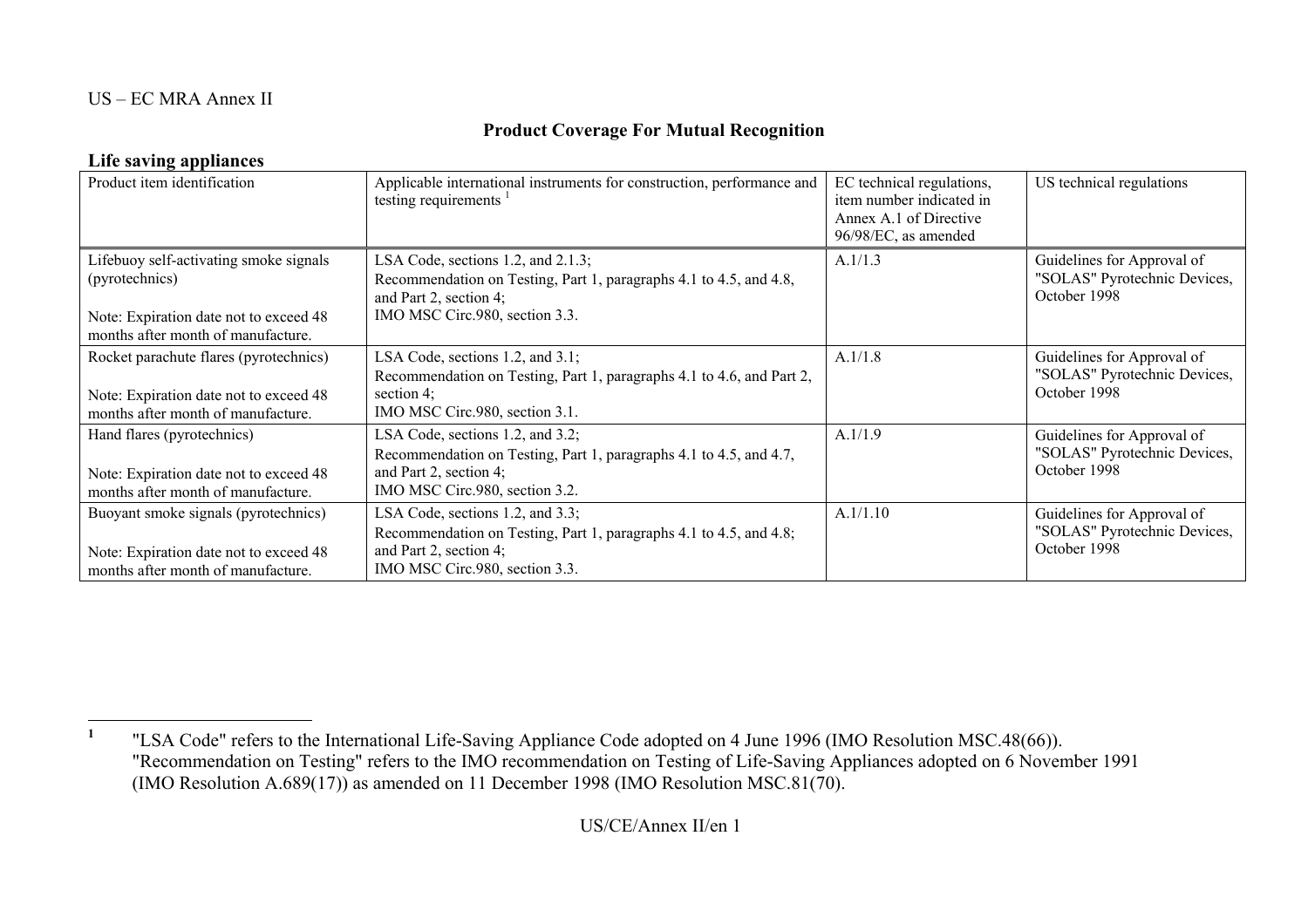US – EC MRA Annex II

## Product Coverage For Mutual Recognition

### Life saving appliances

| Product item identification | Applicable international instruments for construction, performance and testing requirements [1] | EC technical regulations, item number indicated in Annex A.1 of Directive 96/98/EC, as amended | US technical regulations |
|---|---|---|---|
| Lifebuoy self-activating smoke signals (pyrotechnics)<br><br>Note: Expiration date not to exceed 48 months after month of manufacture. | LSA Code, sections 1.2, and 2.1.3;<br>Recommendation on Testing, Part 1, paragraphs 4.1 to 4.5, and 4.8, and Part 2, section 4;<br>IMO MSC Circ.980, section 3.3. | A.1/1.3 | Guidelines for Approval of "SOLAS" Pyrotechnic Devices, October 1998 |
| Rocket parachute flares (pyrotechnics)<br><br>Note: Expiration date not to exceed 48 months after month of manufacture. | LSA Code, sections 1.2, and 3.1;<br>Recommendation on Testing, Part 1, paragraphs 4.1 to 4.6, and Part 2, section 4;<br>IMO MSC Circ.980, section 3.1. | A.1/1.8 | Guidelines for Approval of "SOLAS" Pyrotechnic Devices, October 1998 |
| Hand flares (pyrotechnics)<br><br>Note: Expiration date not to exceed 48 months after month of manufacture. | LSA Code, sections 1.2, and 3.2;<br>Recommendation on Testing, Part 1, paragraphs 4.1 to 4.5, and 4.7, and Part 2, section 4;<br>IMO MSC Circ.980, section 3.2. | A.1/1.9 | Guidelines for Approval of "SOLAS" Pyrotechnic Devices, October 1998 |
| Buoyant smoke signals (pyrotechnics)<br><br>Note: Expiration date not to exceed 48 months after month of manufacture. | LSA Code, sections 1.2, and 3.3;<br>Recommendation on Testing, Part 1, paragraphs 4.1 to 4.5, and 4.8; and Part 2, section 4;<br>IMO MSC Circ.980, section 3.3. | A.1/1.10 | Guidelines for Approval of "SOLAS" Pyrotechnic Devices, October 1998 |

[1] "LSA Code" refers to the International Life-Saving Appliance Code adopted on 4 June 1996 (IMO Resolution MSC.48(66)). "Recommendation on Testing" refers to the IMO recommendation on Testing of Life-Saving Appliances adopted on 6 November 1991 (IMO Resolution A.689(17)) as amended on 11 December 1998 (IMO Resolution MSC.81(70).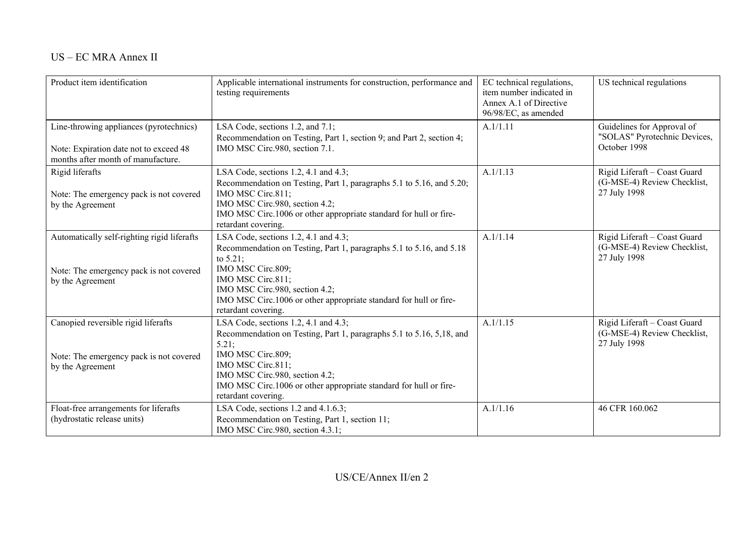| Product item identification | Applicable international instruments for construction, performance and testing requirements | EC technical regulations, item number indicated in Annex A.1 of Directive 96/98/EC, as amended | US technical regulations |
|---|---|---|---|
| Line-throwing appliances (pyrotechnics)<br><br>Note: Expiration date not to exceed 48 months after month of manufacture. | LSA Code, sections 1.2, and 7.1;<br>Recommendation on Testing, Part 1, section 9; and Part 2, section 4;<br>IMO MSC Circ.980, section 7.1. | A.1/1.11 | Guidelines for Approval of "SOLAS" Pyrotechnic Devices, October 1998 |
| Rigid liferafts<br><br>Note: The emergency pack is not covered by the Agreement | LSA Code, sections 1.2, 4.1 and 4.3;<br>Recommendation on Testing, Part 1, paragraphs 5.1 to 5.16, and 5.20;<br>IMO MSC Circ.811;<br>IMO MSC Circ.980, section 4.2;<br>IMO MSC Circ.1006 or other appropriate standard for hull or fire-retardant covering. | A.1/1.13 | Rigid Liferaft – Coast Guard (G-MSE-4) Review Checklist, 27 July 1998 |
| Automatically self-righting rigid liferafts<br><br>Note: The emergency pack is not covered by the Agreement | LSA Code, sections 1.2, 4.1 and 4.3;<br>Recommendation on Testing, Part 1, paragraphs 5.1 to 5.16, and 5.18 to 5.21;<br>IMO MSC Circ.809;<br>IMO MSC Circ.811;<br>IMO MSC Circ.980, section 4.2;<br>IMO MSC Circ.1006 or other appropriate standard for hull or fire-retardant covering. | A.1/1.14 | Rigid Liferaft – Coast Guard (G-MSE-4) Review Checklist, 27 July 1998 |
| Canopied reversible rigid liferafts<br><br>Note: The emergency pack is not covered by the Agreement | LSA Code, sections 1.2, 4.1 and 4.3;<br>Recommendation on Testing, Part 1, paragraphs 5.1 to 5.16, 5,18, and 5.21;<br>IMO MSC Circ.809;<br>IMO MSC Circ.811;<br>IMO MSC Circ.980, section 4.2;<br>IMO MSC Circ.1006 or other appropriate standard for hull or fire-retardant covering. | A.1/1.15 | Rigid Liferaft – Coast Guard (G-MSE-4) Review Checklist, 27 July 1998 |
| Float-free arrangements for liferafts (hydrostatic release units) | LSA Code, sections 1.2 and 4.1.6.3;<br>Recommendation on Testing, Part 1, section 11;<br>IMO MSC Circ.980, section 4.3.1; | A.1/1.16 | 46 CFR 160.062 |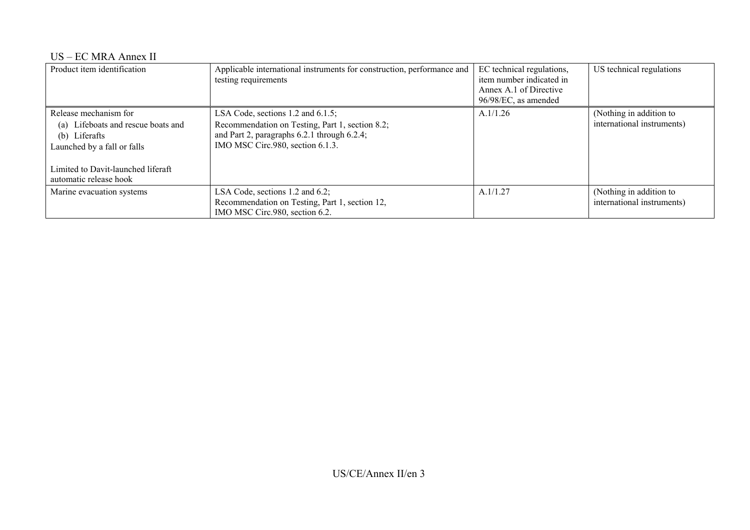US – EC MRA Annex II

| Product item identification | Applicable international instruments for construction, performance and testing requirements | EC technical regulations, item number indicated in Annex A.1 of Directive 96/98/EC, as amended | US technical regulations |
|---|---|---|---|
| Release mechanism for<br>(a) Lifeboats and rescue boats and<br>(b) Liferafts<br>Launched by a fall or falls<br><br>Limited to Davit-launched liferaft automatic release hook | LSA Code, sections 1.2 and 6.1.5;<br>Recommendation on Testing, Part 1, section 8.2;<br>and Part 2, paragraphs 6.2.1 through 6.2.4;<br>IMO MSC Circ.980, section 6.1.3. | A.1/1.26 | (Nothing in addition to international instruments) |
| Marine evacuation systems | LSA Code, sections 1.2 and 6.2;<br>Recommendation on Testing, Part 1, section 12,<br>IMO MSC Circ.980, section 6.2. | A.1/1.27 | (Nothing in addition to international instruments) |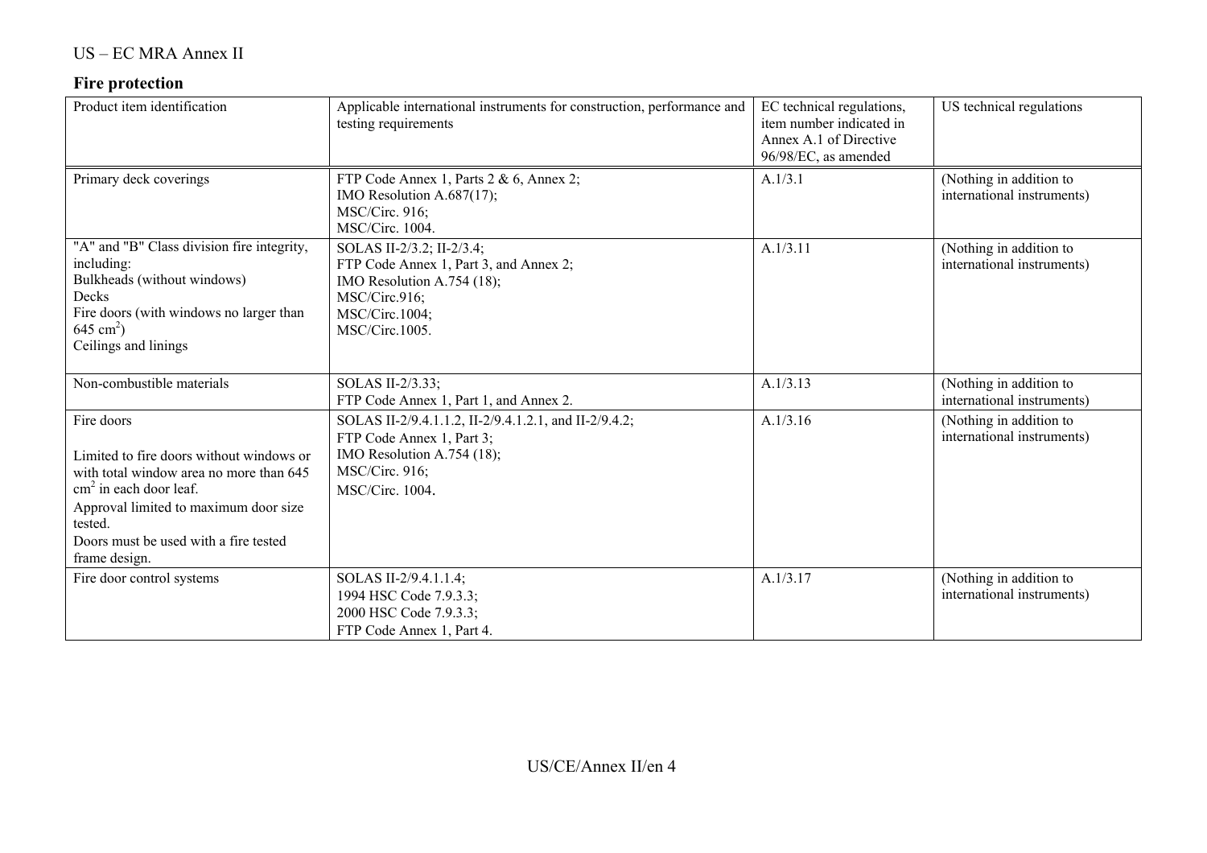## Fire protection

| Product item identification | Applicable international instruments for construction, performance and testing requirements | EC technical regulations, item number indicated in Annex A.1 of Directive 96/98/EC, as amended | US technical regulations |
|---|---|---|---|
| Primary deck coverings | FTP Code Annex 1, Parts 2 & 6, Annex 2;<br>IMO Resolution A.687(17);<br>MSC/Circ. 916;<br>MSC/Circ. 1004. | A.1/3.1 | (Nothing in addition to international instruments) |
| "A" and "B" Class division fire integrity, including:<br>Bulkheads (without windows)<br>Decks<br>Fire doors (with windows no larger than 645 $cm^2$)<br>Ceilings and linings | SOLAS II-2/3.2; II-2/3.4;<br>FTP Code Annex 1, Part 3, and Annex 2;<br>IMO Resolution A.754 (18);<br>MSC/Circ.916;<br>MSC/Circ.1004;<br>MSC/Circ.1005. | A.1/3.11 | (Nothing in addition to international instruments) |
| Non-combustible materials | SOLAS II-2/3.33;<br>FTP Code Annex 1, Part 1, and Annex 2. | A.1/3.13 | (Nothing in addition to international instruments) |
| Fire doors<br><br>Limited to fire doors without windows or with total window area no more than 645 $cm^2$ in each door leaf.<br>Approval limited to maximum door size tested.<br>Doors must be used with a fire tested frame design. | SOLAS II-2/9.4.1.1.2, II-2/9.4.1.2.1, and II-2/9.4.2;<br>FTP Code Annex 1, Part 3;<br>IMO Resolution A.754 (18);<br>MSC/Circ. 916;<br>MSC/Circ. 1004. | A.1/3.16 | (Nothing in addition to international instruments) |
| Fire door control systems | SOLAS II-2/9.4.1.1.4;<br>1994 HSC Code 7.9.3.3;<br>2000 HSC Code 7.9.3.3;<br>FTP Code Annex 1, Part 4. | A.1/3.17 | (Nothing in addition to international instruments) |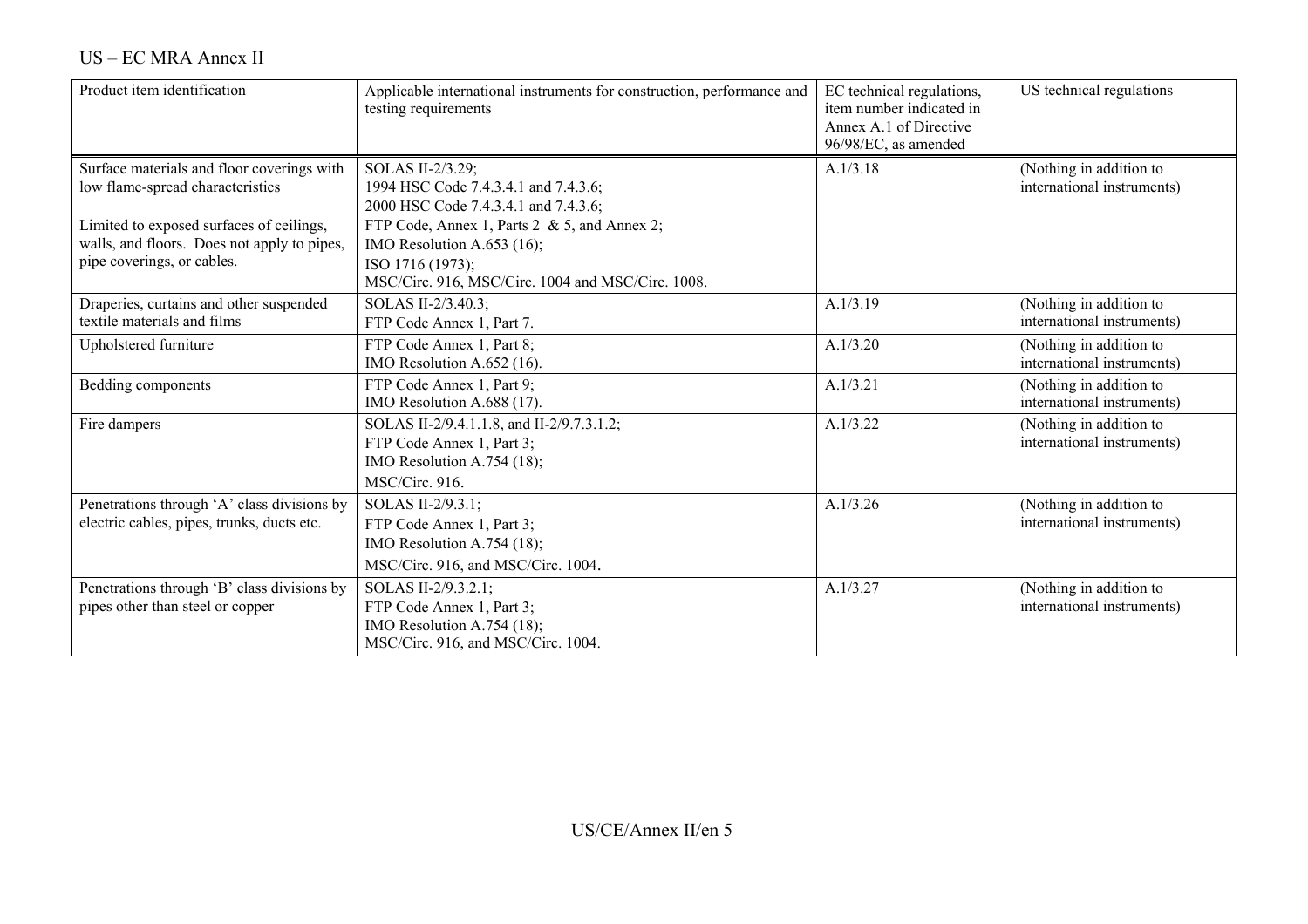| Product item identification | Applicable international instruments for construction, performance and testing requirements | EC technical regulations, item number indicated in Annex A.1 of Directive 96/98/EC, as amended | US technical regulations |
|---|---|---|---|
| Surface materials and floor coverings with low flame-spread characteristics<br><br>Limited to exposed surfaces of ceilings, walls, and floors. Does not apply to pipes, pipe coverings, or cables. | SOLAS II-2/3.29;<br>1994 HSC Code 7.4.3.4.1 and 7.4.3.6;<br>2000 HSC Code 7.4.3.4.1 and 7.4.3.6;<br>FTP Code, Annex 1, Parts 2 & 5, and Annex 2;<br>IMO Resolution A.653 (16);<br>ISO 1716 (1973);<br>MSC/Circ. 916, MSC/Circ. 1004 and MSC/Circ. 1008. | A.1/3.18 | (Nothing in addition to international instruments) |
| Draperies, curtains and other suspended textile materials and films | SOLAS II-2/3.40.3;<br>FTP Code Annex 1, Part 7. | A.1/3.19 | (Nothing in addition to international instruments) |
| Upholstered furniture | FTP Code Annex 1, Part 8;<br>IMO Resolution A.652 (16). | A.1/3.20 | (Nothing in addition to international instruments) |
| Bedding components | FTP Code Annex 1, Part 9;<br>IMO Resolution A.688 (17). | A.1/3.21 | (Nothing in addition to international instruments) |
| Fire dampers | SOLAS II-2/9.4.1.1.8, and II-2/9.7.3.1.2;<br>FTP Code Annex 1, Part 3;<br>IMO Resolution A.754 (18);<br>MSC/Circ. 916. | A.1/3.22 | (Nothing in addition to international instruments) |
| Penetrations through 'A' class divisions by electric cables, pipes, trunks, ducts etc. | SOLAS II-2/9.3.1;<br>FTP Code Annex 1, Part 3;<br>IMO Resolution A.754 (18);<br>MSC/Circ. 916, and MSC/Circ. 1004. | A.1/3.26 | (Nothing in addition to international instruments) |
| Penetrations through 'B' class divisions by pipes other than steel or copper | SOLAS II-2/9.3.2.1;<br>FTP Code Annex 1, Part 3;<br>IMO Resolution A.754 (18);<br>MSC/Circ. 916, and MSC/Circ. 1004. | A.1/3.27 | (Nothing in addition to international instruments) |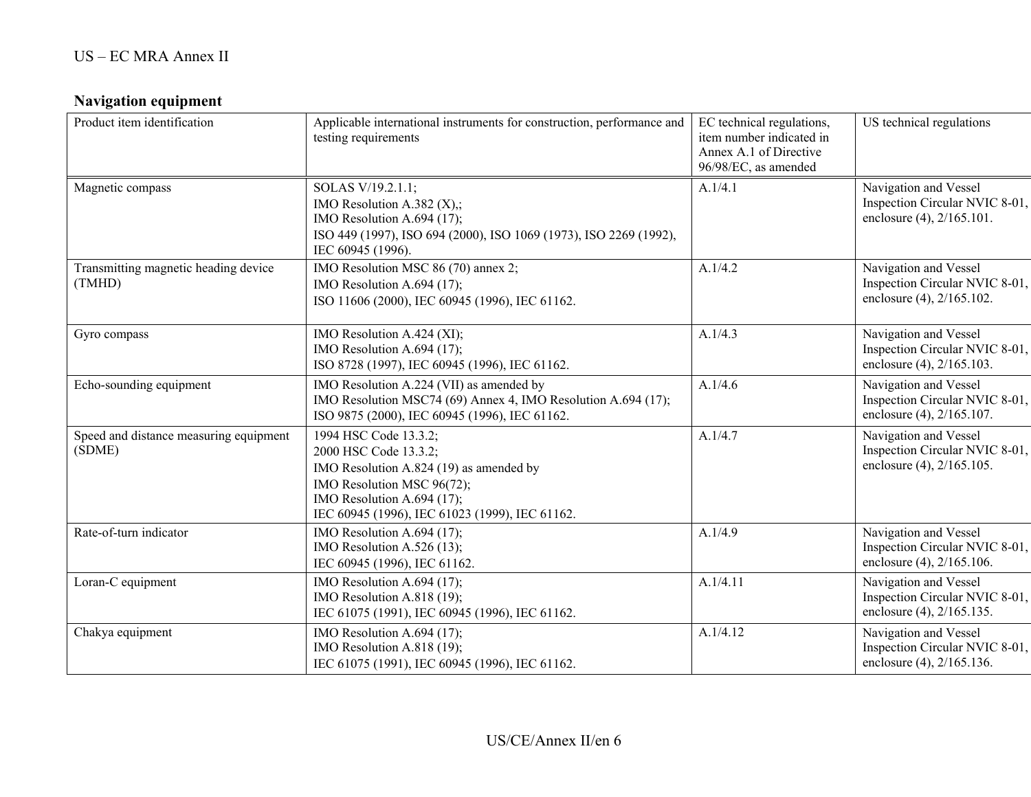## Navigation equipment

| Product item identification | Applicable international instruments for construction, performance and testing requirements | EC technical regulations, item number indicated in Annex A.1 of Directive 96/98/EC, as amended | US technical regulations |
|---|---|---|---|
| Magnetic compass | SOLAS V/19.2.1.1; IMO Resolution A.382 (X),; IMO Resolution A.694 (17); ISO 449 (1997), ISO 694 (2000), ISO 1069 (1973), ISO 2269 (1992), IEC 60945 (1996). | A.1/4.1 | Navigation and Vessel Inspection Circular NVIC 8-01, enclosure (4), 2/165.101. |
| Transmitting magnetic heading device (TMHD) | IMO Resolution MSC 86 (70) annex 2; IMO Resolution A.694 (17); ISO 11606 (2000), IEC 60945 (1996), IEC 61162. | A.1/4.2 | Navigation and Vessel Inspection Circular NVIC 8-01, enclosure (4), 2/165.102. |
| Gyro compass | IMO Resolution A.424 (XI); IMO Resolution A.694 (17); ISO 8728 (1997), IEC 60945 (1996), IEC 61162. | A.1/4.3 | Navigation and Vessel Inspection Circular NVIC 8-01, enclosure (4), 2/165.103. |
| Echo-sounding equipment | IMO Resolution A.224 (VII) as amended by IMO Resolution MSC74 (69) Annex 4, IMO Resolution A.694 (17); ISO 9875 (2000), IEC 60945 (1996), IEC 61162. | A.1/4.6 | Navigation and Vessel Inspection Circular NVIC 8-01, enclosure (4), 2/165.107. |
| Speed and distance measuring equipment (SDME) | 1994 HSC Code 13.3.2; 2000 HSC Code 13.3.2; IMO Resolution A.824 (19) as amended by IMO Resolution MSC 96(72); IMO Resolution A.694 (17); IEC 60945 (1996), IEC 61023 (1999), IEC 61162. | A.1/4.7 | Navigation and Vessel Inspection Circular NVIC 8-01, enclosure (4), 2/165.105. |
| Rate-of-turn indicator | IMO Resolution A.694 (17); IMO Resolution A.526 (13); IEC 60945 (1996), IEC 61162. | A.1/4.9 | Navigation and Vessel Inspection Circular NVIC 8-01, enclosure (4), 2/165.106. |
| Loran-C equipment | IMO Resolution A.694 (17); IMO Resolution A.818 (19); IEC 61075 (1991), IEC 60945 (1996), IEC 61162. | A.1/4.11 | Navigation and Vessel Inspection Circular NVIC 8-01, enclosure (4), 2/165.135. |
| Chakya equipment | IMO Resolution A.694 (17); IMO Resolution A.818 (19); IEC 61075 (1991), IEC 60945 (1996), IEC 61162. | A.1/4.12 | Navigation and Vessel Inspection Circular NVIC 8-01, enclosure (4), 2/165.136. |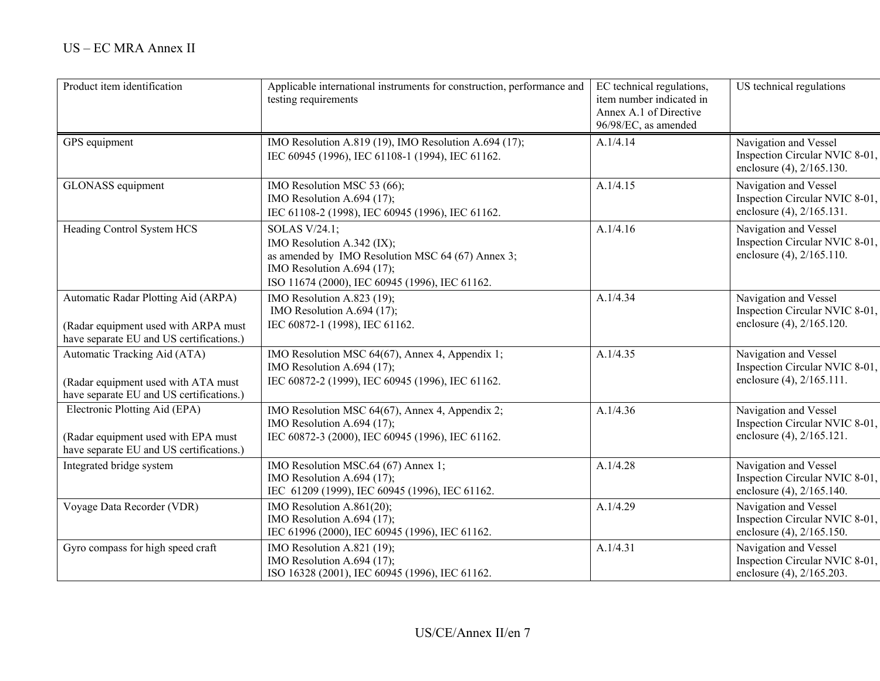| Product item identification | Applicable international instruments for construction, performance and testing requirements | EC technical regulations, item number indicated in Annex A.1 of Directive 96/98/EC, as amended | US technical regulations |
|---|---|---|---|
| GPS equipment | IMO Resolution A.819 (19), IMO Resolution A.694 (17); IEC 60945 (1996), IEC 61108-1 (1994), IEC 61162. | A.1/4.14 | Navigation and Vessel Inspection Circular NVIC 8-01, enclosure (4), 2/165.130. |
| GLONASS equipment | IMO Resolution MSC 53 (66); IMO Resolution A.694 (17); IEC 61108-2 (1998), IEC 60945 (1996), IEC 61162. | A.1/4.15 | Navigation and Vessel Inspection Circular NVIC 8-01, enclosure (4), 2/165.131. |
| Heading Control System HCS | SOLAS V/24.1; IMO Resolution A.342 (IX); as amended by IMO Resolution MSC 64 (67) Annex 3; IMO Resolution A.694 (17); ISO 11674 (2000), IEC 60945 (1996), IEC 61162. | A.1/4.16 | Navigation and Vessel Inspection Circular NVIC 8-01, enclosure (4), 2/165.110. |
| Automatic Radar Plotting Aid (ARPA)<br><br>(Radar equipment used with ARPA must have separate EU and US certifications.) | IMO Resolution A.823 (19); IMO Resolution A.694 (17); IEC 60872-1 (1998), IEC 61162. | A.1/4.34 | Navigation and Vessel Inspection Circular NVIC 8-01, enclosure (4), 2/165.120. |
| Automatic Tracking Aid (ATA)<br><br>(Radar equipment used with ATA must have separate EU and US certifications.) | IMO Resolution MSC 64(67), Annex 4, Appendix 1; IMO Resolution A.694 (17); IEC 60872-2 (1999), IEC 60945 (1996), IEC 61162. | A.1/4.35 | Navigation and Vessel Inspection Circular NVIC 8-01, enclosure (4), 2/165.111. |
| Electronic Plotting Aid (EPA)<br><br>(Radar equipment used with EPA must have separate EU and US certifications.) | IMO Resolution MSC 64(67), Annex 4, Appendix 2; IMO Resolution A.694 (17); IEC 60872-3 (2000), IEC 60945 (1996), IEC 61162. | A.1/4.36 | Navigation and Vessel Inspection Circular NVIC 8-01, enclosure (4), 2/165.121. |
| Integrated bridge system | IMO Resolution MSC.64 (67) Annex 1; IMO Resolution A.694 (17); IEC 61209 (1999), IEC 60945 (1996), IEC 61162. | A.1/4.28 | Navigation and Vessel Inspection Circular NVIC 8-01, enclosure (4), 2/165.140. |
| Voyage Data Recorder (VDR) | IMO Resolution A.861(20); IMO Resolution A.694 (17); IEC 61996 (2000), IEC 60945 (1996), IEC 61162. | A.1/4.29 | Navigation and Vessel Inspection Circular NVIC 8-01, enclosure (4), 2/165.150. |
| Gyro compass for high speed craft | IMO Resolution A.821 (19); IMO Resolution A.694 (17); ISO 16328 (2001), IEC 60945 (1996), IEC 61162. | A.1/4.31 | Navigation and Vessel Inspection Circular NVIC 8-01, enclosure (4), 2/165.203. |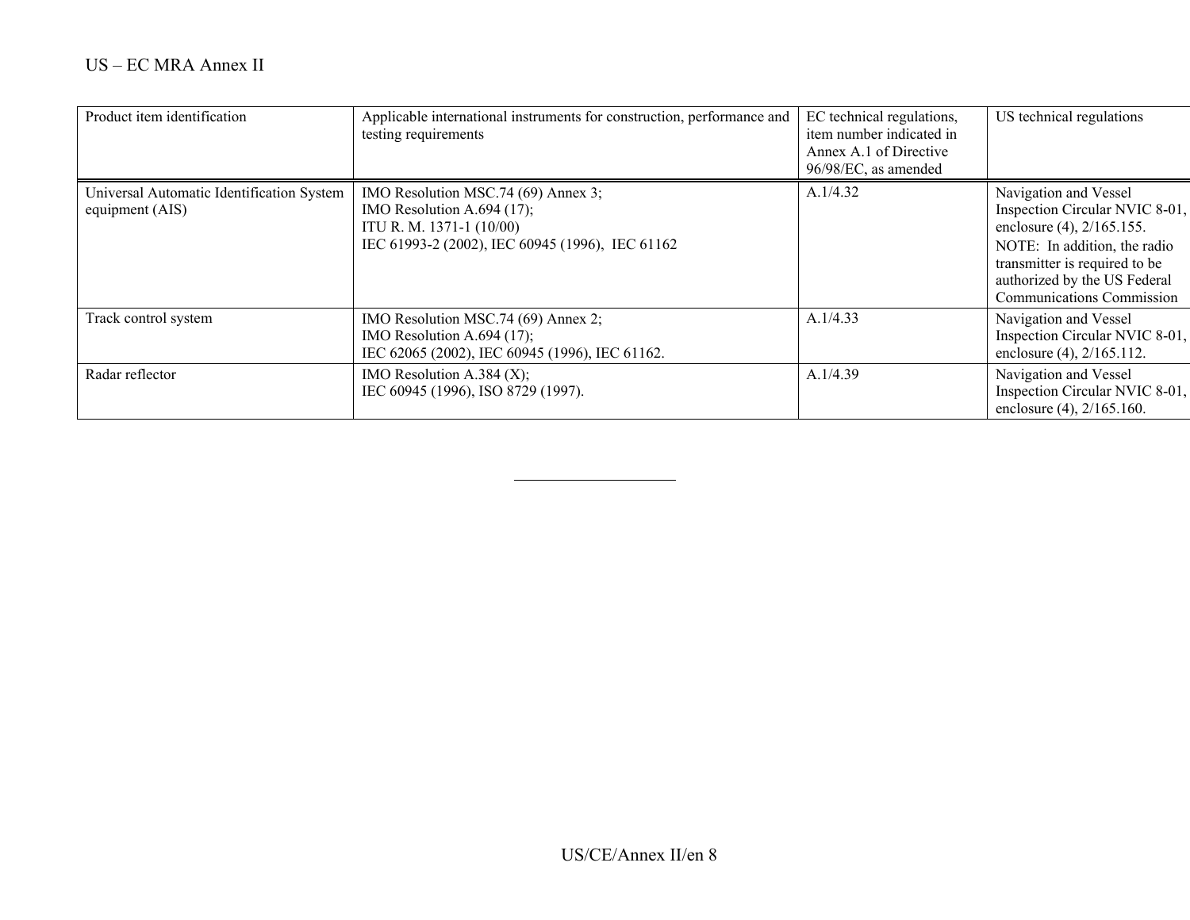| Product item identification | Applicable international instruments for construction, performance and testing requirements | EC technical regulations, item number indicated in Annex A.1 of Directive 96/98/EC, as amended | US technical regulations |
|---|---|---|---|
| Universal Automatic Identification System equipment (AIS) | IMO Resolution MSC.74 (69) Annex 3;<br>IMO Resolution A.694 (17);<br>ITU R. M. 1371-1 (10/00)<br>IEC 61993-2 (2002), IEC 60945 (1996), IEC 61162 | A.1/4.32 | Navigation and Vessel Inspection Circular NVIC 8-01, enclosure (4), 2/165.155.<br>NOTE: In addition, the radio transmitter is required to be authorized by the US Federal Communications Commission |
| Track control system | IMO Resolution MSC.74 (69) Annex 2;<br>IMO Resolution A.694 (17);<br>IEC 62065 (2002), IEC 60945 (1996), IEC 61162. | A.1/4.33 | Navigation and Vessel Inspection Circular NVIC 8-01, enclosure (4), 2/165.112. |
| Radar reflector | IMO Resolution A.384 (X);<br>IEC 60945 (1996), ISO 8729 (1997). | A.1/4.39 | Navigation and Vessel Inspection Circular NVIC 8-01, enclosure (4), 2/165.160. |